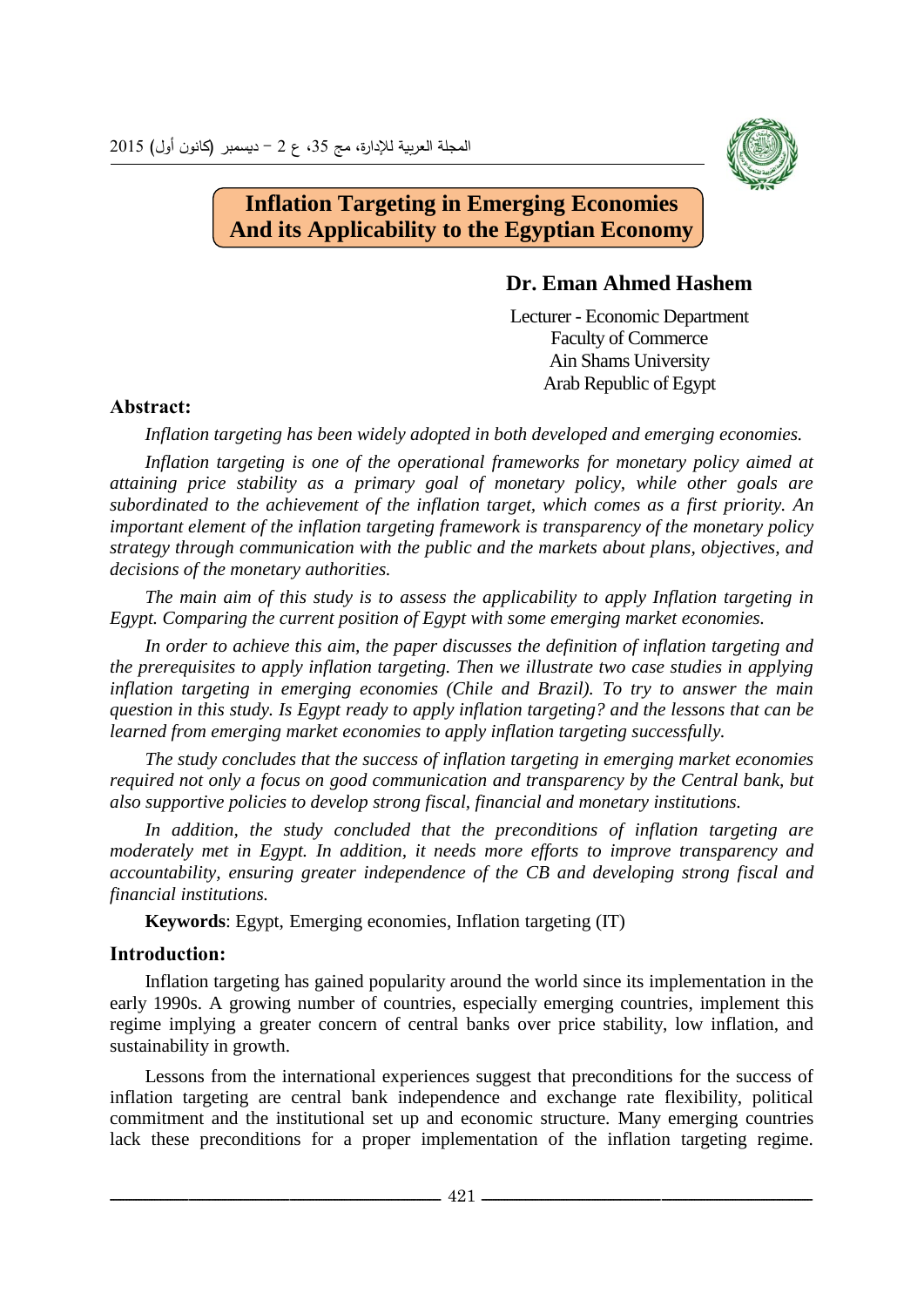# Inflation Targeting in Emerging Economies And its Applicability to the Egyptian Economy

**Dr. Eman Ahmed Hashem**

Lecturer - Economic Department
Faculty of Commerce
Ain Shams University
Arab Republic of Egypt

## Abstract:

*Inflation targeting has been widely adopted in both developed and emerging economies.*

*Inflation targeting is one of the operational frameworks for monetary policy aimed at attaining price stability as a primary goal of monetary policy, while other goals are subordinated to the achievement of the inflation target, which comes as a first priority. An important element of the inflation targeting framework is transparency of the monetary policy strategy through communication with the public and the markets about plans, objectives, and decisions of the monetary authorities.*

*The main aim of this study is to assess the applicability to apply Inflation targeting in Egypt. Comparing the current position of Egypt with some emerging market economies.*

*In order to achieve this aim, the paper discusses the definition of inflation targeting and the prerequisites to apply inflation targeting. Then we illustrate two case studies in applying inflation targeting in emerging economies (Chile and Brazil). To try to answer the main question in this study. Is Egypt ready to apply inflation targeting? and the lessons that can be learned from emerging market economies to apply inflation targeting successfully.*

*The study concludes that the success of inflation targeting in emerging market economies required not only a focus on good communication and transparency by the Central bank, but also supportive policies to develop strong fiscal, financial and monetary institutions.*

*In addition, the study concluded that the preconditions of inflation targeting are moderately met in Egypt. In addition, it needs more efforts to improve transparency and accountability, ensuring greater independence of the CB and developing strong fiscal and financial institutions.*

**Keywords**: Egypt, Emerging economies, Inflation targeting (IT)

## Introduction:

Inflation targeting has gained popularity around the world since its implementation in the early 1990s. A growing number of countries, especially emerging countries, implement this regime implying a greater concern of central banks over price stability, low inflation, and sustainability in growth.

Lessons from the international experiences suggest that preconditions for the success of inflation targeting are central bank independence and exchange rate flexibility, political commitment and the institutional set up and economic structure. Many emerging countries lack these preconditions for a proper implementation of the inflation targeting regime.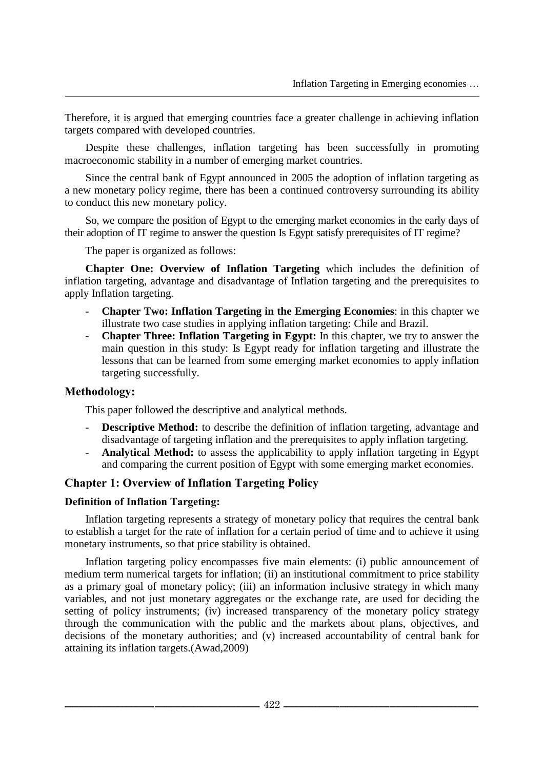Therefore, it is argued that emerging countries face a greater challenge in achieving inflation targets compared with developed countries.

Despite these challenges, inflation targeting has been successfully in promoting macroeconomic stability in a number of emerging market countries.

Since the central bank of Egypt announced in 2005 the adoption of inflation targeting as a new monetary policy regime, there has been a continued controversy surrounding its ability to conduct this new monetary policy.

So, we compare the position of Egypt to the emerging market economies in the early days of their adoption of IT regime to answer the question Is Egypt satisfy prerequisites of IT regime?

The paper is organized as follows:

**Chapter One: Overview of Inflation Targeting** which includes the definition of inflation targeting, advantage and disadvantage of Inflation targeting and the prerequisites to apply Inflation targeting.

- **Chapter Two: Inflation Targeting in the Emerging Economies**: in this chapter we illustrate two case studies in applying inflation targeting: Chile and Brazil.
- **Chapter Three: Inflation Targeting in Egypt:** In this chapter, we try to answer the main question in this study: Is Egypt ready for inflation targeting and illustrate the lessons that can be learned from some emerging market economies to apply inflation targeting successfully.

## Methodology:

This paper followed the descriptive and analytical methods.

- **Descriptive Method:** to describe the definition of inflation targeting, advantage and disadvantage of targeting inflation and the prerequisites to apply inflation targeting.
- **Analytical Method:** to assess the applicability to apply inflation targeting in Egypt and comparing the current position of Egypt with some emerging market economies.

## Chapter 1: Overview of Inflation Targeting Policy

### Definition of Inflation Targeting:

Inflation targeting represents a strategy of monetary policy that requires the central bank to establish a target for the rate of inflation for a certain period of time and to achieve it using monetary instruments, so that price stability is obtained.

Inflation targeting policy encompasses five main elements: (i) public announcement of medium term numerical targets for inflation; (ii) an institutional commitment to price stability as a primary goal of monetary policy; (iii) an information inclusive strategy in which many variables, and not just monetary aggregates or the exchange rate, are used for deciding the setting of policy instruments; (iv) increased transparency of the monetary policy strategy through the communication with the public and the markets about plans, objectives, and decisions of the monetary authorities; and (v) increased accountability of central bank for attaining its inflation targets.(Awad,2009)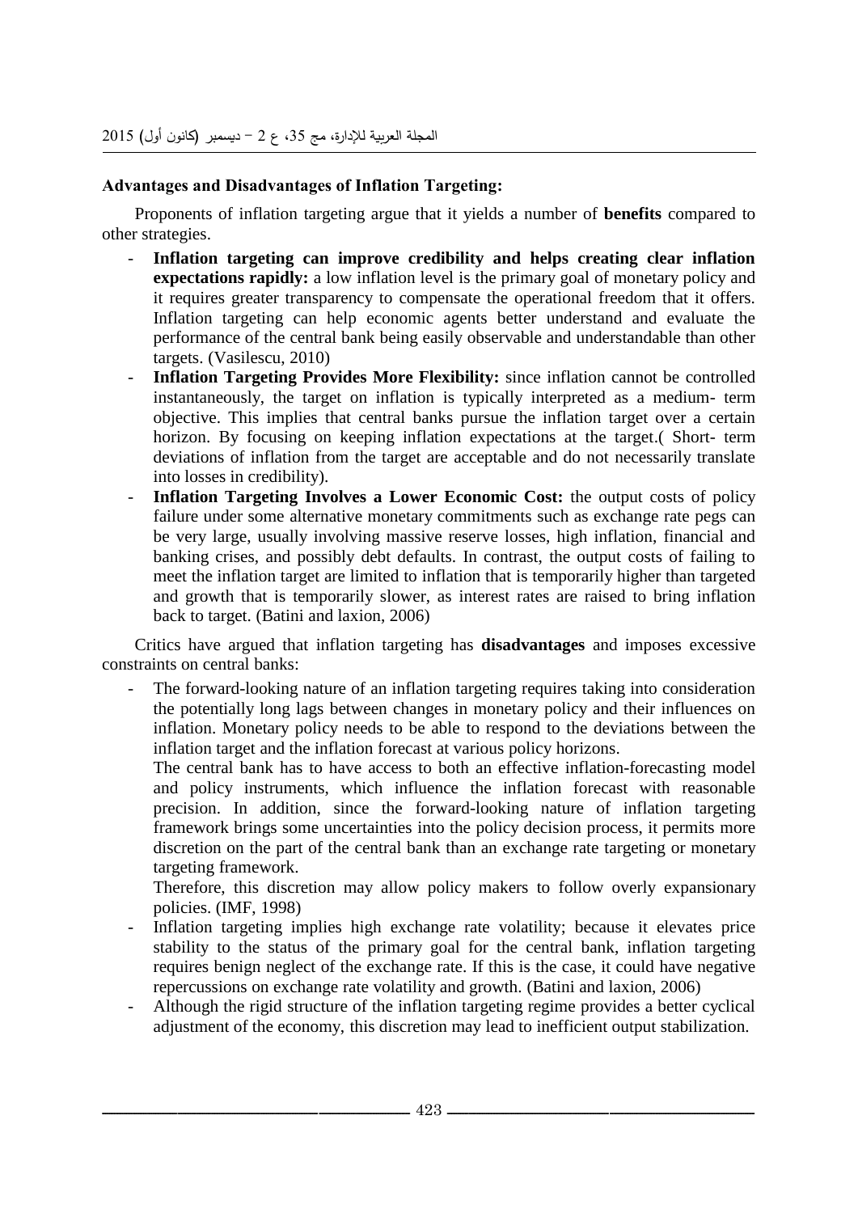**Advantages and Disadvantages of Inflation Targeting:**

Proponents of inflation targeting argue that it yields a number of **benefits** compared to other strategies.

- **Inflation targeting can improve credibility and helps creating clear inflation expectations rapidly:** a low inflation level is the primary goal of monetary policy and it requires greater transparency to compensate the operational freedom that it offers. Inflation targeting can help economic agents better understand and evaluate the performance of the central bank being easily observable and understandable than other targets. (Vasilescu, 2010)
- **Inflation Targeting Provides More Flexibility:** since inflation cannot be controlled instantaneously, the target on inflation is typically interpreted as a medium- term objective. This implies that central banks pursue the inflation target over a certain horizon. By focusing on keeping inflation expectations at the target.( Short- term deviations of inflation from the target are acceptable and do not necessarily translate into losses in credibility).
- **Inflation Targeting Involves a Lower Economic Cost:** the output costs of policy failure under some alternative monetary commitments such as exchange rate pegs can be very large, usually involving massive reserve losses, high inflation, financial and banking crises, and possibly debt defaults. In contrast, the output costs of failing to meet the inflation target are limited to inflation that is temporarily higher than targeted and growth that is temporarily slower, as interest rates are raised to bring inflation back to target. (Batini and laxion, 2006)

Critics have argued that inflation targeting has **disadvantages** and imposes excessive constraints on central banks:

- The forward-looking nature of an inflation targeting requires taking into consideration the potentially long lags between changes in monetary policy and their influences on inflation. Monetary policy needs to be able to respond to the deviations between the inflation target and the inflation forecast at various policy horizons.

  The central bank has to have access to both an effective inflation-forecasting model and policy instruments, which influence the inflation forecast with reasonable precision. In addition, since the forward-looking nature of inflation targeting framework brings some uncertainties into the policy decision process, it permits more discretion on the part of the central bank than an exchange rate targeting or monetary targeting framework.

  Therefore, this discretion may allow policy makers to follow overly expansionary policies. (IMF, 1998)
- Inflation targeting implies high exchange rate volatility; because it elevates price stability to the status of the primary goal for the central bank, inflation targeting requires benign neglect of the exchange rate. If this is the case, it could have negative repercussions on exchange rate volatility and growth. (Batini and laxion, 2006)
- Although the rigid structure of the inflation targeting regime provides a better cyclical adjustment of the economy, this discretion may lead to inefficient output stabilization.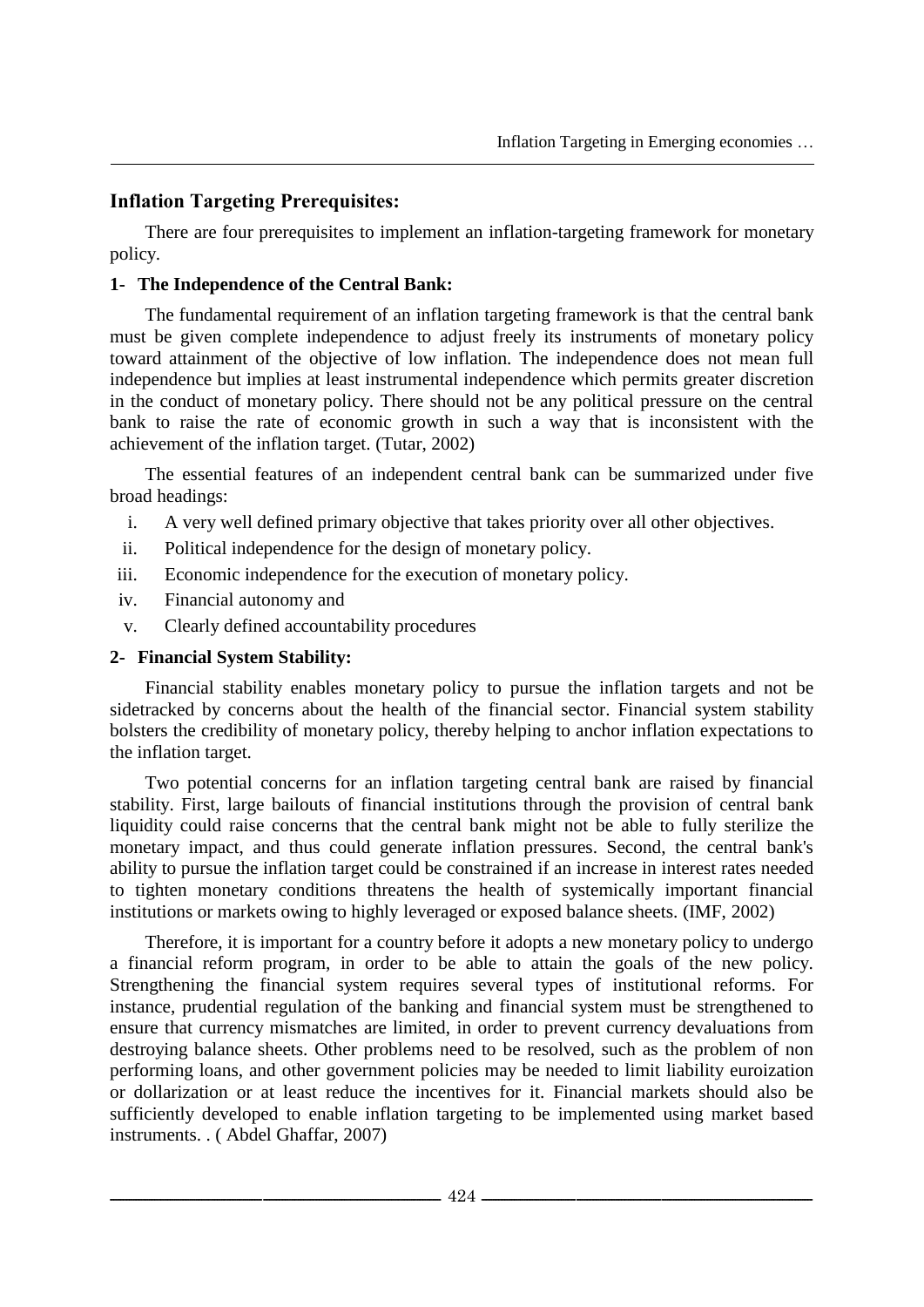## Inflation Targeting Prerequisites:

There are four prerequisites to implement an inflation-targeting framework for monetary policy.

### 1- The Independence of the Central Bank:

The fundamental requirement of an inflation targeting framework is that the central bank must be given complete independence to adjust freely its instruments of monetary policy toward attainment of the objective of low inflation. The independence does not mean full independence but implies at least instrumental independence which permits greater discretion in the conduct of monetary policy. There should not be any political pressure on the central bank to raise the rate of economic growth in such a way that is inconsistent with the achievement of the inflation target. (Tutar, 2002)

The essential features of an independent central bank can be summarized under five broad headings:

i. A very well defined primary objective that takes priority over all other objectives.
ii. Political independence for the design of monetary policy.
iii. Economic independence for the execution of monetary policy.
iv. Financial autonomy and
v. Clearly defined accountability procedures

### 2- Financial System Stability:

Financial stability enables monetary policy to pursue the inflation targets and not be sidetracked by concerns about the health of the financial sector. Financial system stability bolsters the credibility of monetary policy, thereby helping to anchor inflation expectations to the inflation target.

Two potential concerns for an inflation targeting central bank are raised by financial stability. First, large bailouts of financial institutions through the provision of central bank liquidity could raise concerns that the central bank might not be able to fully sterilize the monetary impact, and thus could generate inflation pressures. Second, the central bank's ability to pursue the inflation target could be constrained if an increase in interest rates needed to tighten monetary conditions threatens the health of systemically important financial institutions or markets owing to highly leveraged or exposed balance sheets. (IMF, 2002)

Therefore, it is important for a country before it adopts a new monetary policy to undergo a financial reform program, in order to be able to attain the goals of the new policy. Strengthening the financial system requires several types of institutional reforms. For instance, prudential regulation of the banking and financial system must be strengthened to ensure that currency mismatches are limited, in order to prevent currency devaluations from destroying balance sheets. Other problems need to be resolved, such as the problem of non performing loans, and other government policies may be needed to limit liability euroization or dollarization or at least reduce the incentives for it. Financial markets should also be sufficiently developed to enable inflation targeting to be implemented using market based instruments. . ( Abdel Ghaffar, 2007)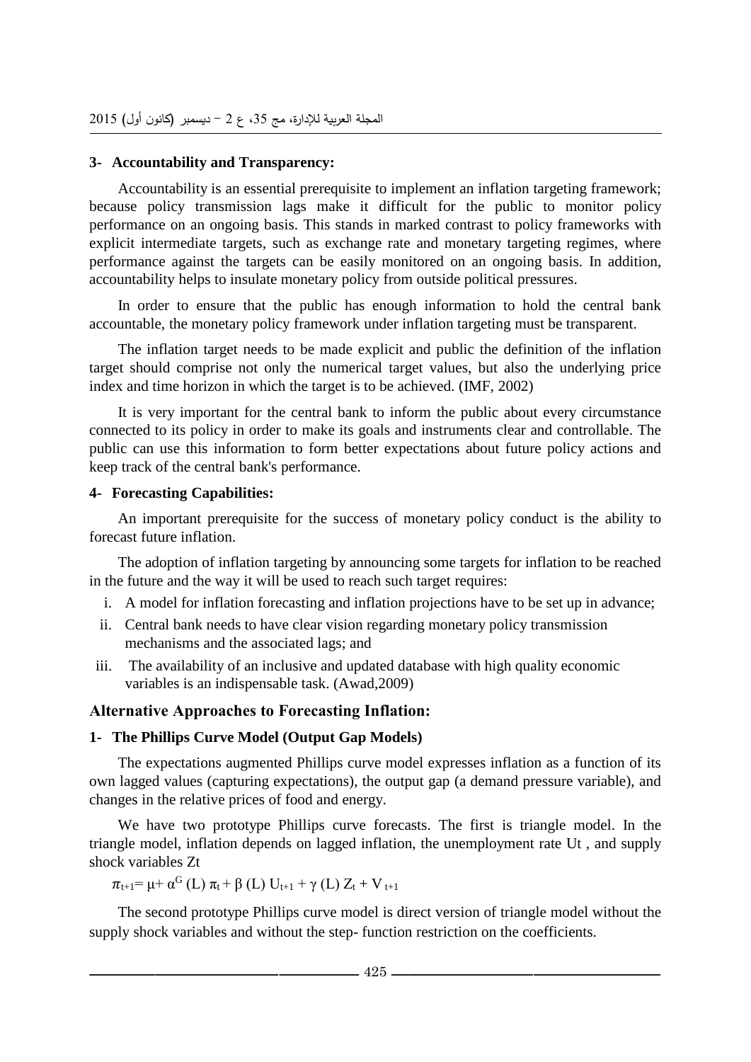### 3- Accountability and Transparency:

Accountability is an essential prerequisite to implement an inflation targeting framework; because policy transmission lags make it difficult for the public to monitor policy performance on an ongoing basis. This stands in marked contrast to policy frameworks with explicit intermediate targets, such as exchange rate and monetary targeting regimes, where performance against the targets can be easily monitored on an ongoing basis. In addition, accountability helps to insulate monetary policy from outside political pressures.

In order to ensure that the public has enough information to hold the central bank accountable, the monetary policy framework under inflation targeting must be transparent.

The inflation target needs to be made explicit and public the definition of the inflation target should comprise not only the numerical target values, but also the underlying price index and time horizon in which the target is to be achieved. (IMF, 2002)

It is very important for the central bank to inform the public about every circumstance connected to its policy in order to make its goals and instruments clear and controllable. The public can use this information to form better expectations about future policy actions and keep track of the central bank's performance.

### 4- Forecasting Capabilities:

An important prerequisite for the success of monetary policy conduct is the ability to forecast future inflation.

The adoption of inflation targeting by announcing some targets for inflation to be reached in the future and the way it will be used to reach such target requires:

i. A model for inflation forecasting and inflation projections have to be set up in advance;
ii. Central bank needs to have clear vision regarding monetary policy transmission mechanisms and the associated lags; and
iii. The availability of an inclusive and updated database with high quality economic variables is an indispensable task. (Awad,2009)

## Alternative Approaches to Forecasting Inflation:

### 1- The Phillips Curve Model (Output Gap Models)

The expectations augmented Phillips curve model expresses inflation as a function of its own lagged values (capturing expectations), the output gap (a demand pressure variable), and changes in the relative prices of food and energy.

We have two prototype Phillips curve forecasts. The first is triangle model. In the triangle model, inflation depends on lagged inflation, the unemployment rate $U_t$ , and supply shock variables $Z_t$

$$\pi_{t+1} = \mu + \alpha^G (L)\, \pi_t + \beta (L)\, U_{t+1} + \gamma (L)\, Z_t + V_{t+1}$$

The second prototype Phillips curve model is direct version of triangle model without the supply shock variables and without the step- function restriction on the coefficients.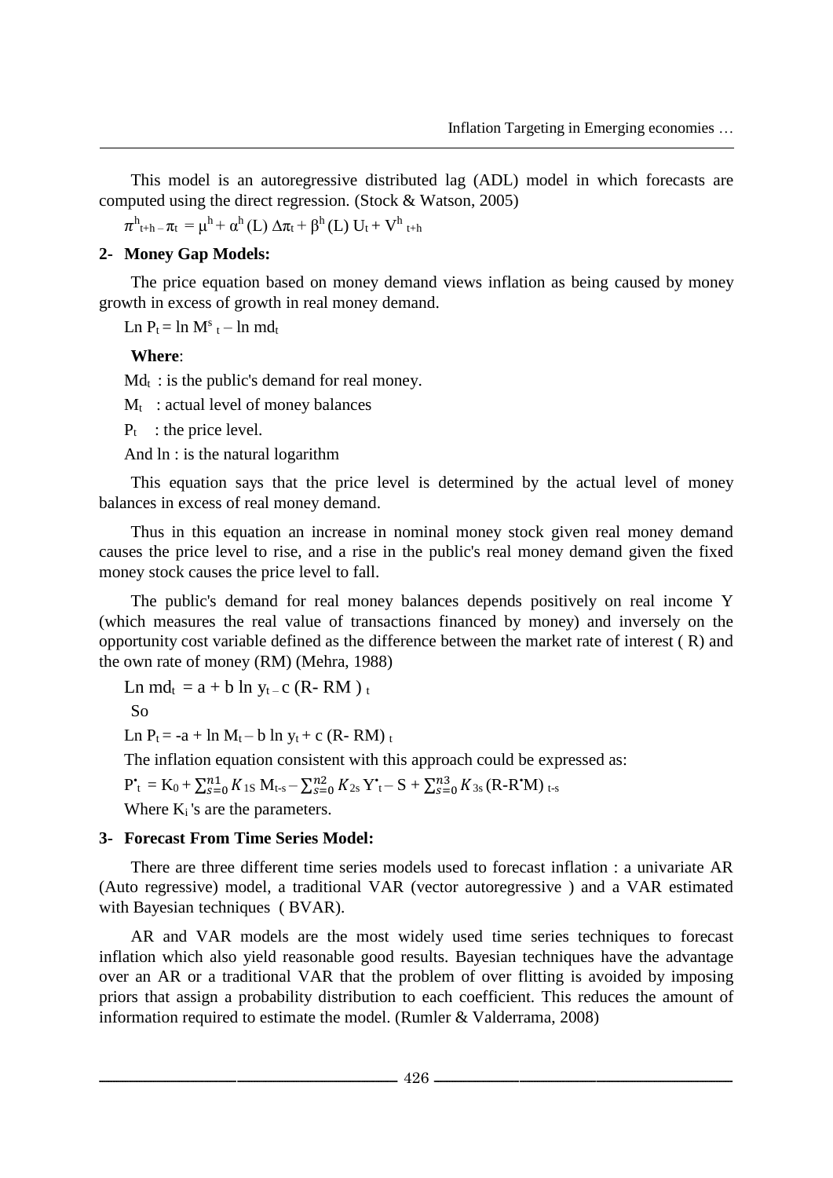This model is an autoregressive distributed lag (ADL) model in which forecasts are computed using the direct regression. (Stock & Watson, 2005)

$$\pi^{h}_{t+h} - \pi_t = \mu^h + \alpha^h (L)\, \Delta\pi_t + \beta^h (L)\, U_t + V^h_{t+h}$$

## 2- Money Gap Models:

The price equation based on money demand views inflation as being caused by money growth in excess of growth in real money demand.

$$\text{Ln } P_t = \ln M^s_{\ t} - \ln md_t$$

**Where**:

$Md_t$ : is the public's demand for real money.

$M_t$ : actual level of money balances

$P_t$ : the price level.

And ln : is the natural logarithm

This equation says that the price level is determined by the actual level of money balances in excess of real money demand.

Thus in this equation an increase in nominal money stock given real money demand causes the price level to rise, and a rise in the public's real money demand given the fixed money stock causes the price level to fall.

The public's demand for real money balances depends positively on real income Y (which measures the real value of transactions financed by money) and inversely on the opportunity cost variable defined as the difference between the market rate of interest ( R) and the own rate of money (RM) (Mehra, 1988)

$$\text{Ln } md_t = a + b \ln y_t - c\,(R- RM\,)_t$$

So

$$\text{Ln } P_t = -a + \ln M_t - b \ln y_t + c\,(R- RM)_t$$

The inflation equation consistent with this approach could be expressed as:

$$P^{\bullet}_t = K_0 + \sum_{s=0}^{n1} K_{1S}\, M_{t-s} - \sum_{s=0}^{n2} K_{2s}\, Y^{\bullet}_t - S + \sum_{s=0}^{n3} K_{3s}\, (R\text{-}R^{\bullet}M)_{t-s}$$

Where $K_i$ 's are the parameters.

## 3- Forecast From Time Series Model:

There are three different time series models used to forecast inflation : a univariate AR (Auto regressive) model, a traditional VAR (vector autoregressive ) and a VAR estimated with Bayesian techniques ( BVAR).

AR and VAR models are the most widely used time series techniques to forecast inflation which also yield reasonable good results. Bayesian techniques have the advantage over an AR or a traditional VAR that the problem of over flitting is avoided by imposing priors that assign a probability distribution to each coefficient. This reduces the amount of information required to estimate the model. (Rumler & Valderrama, 2008)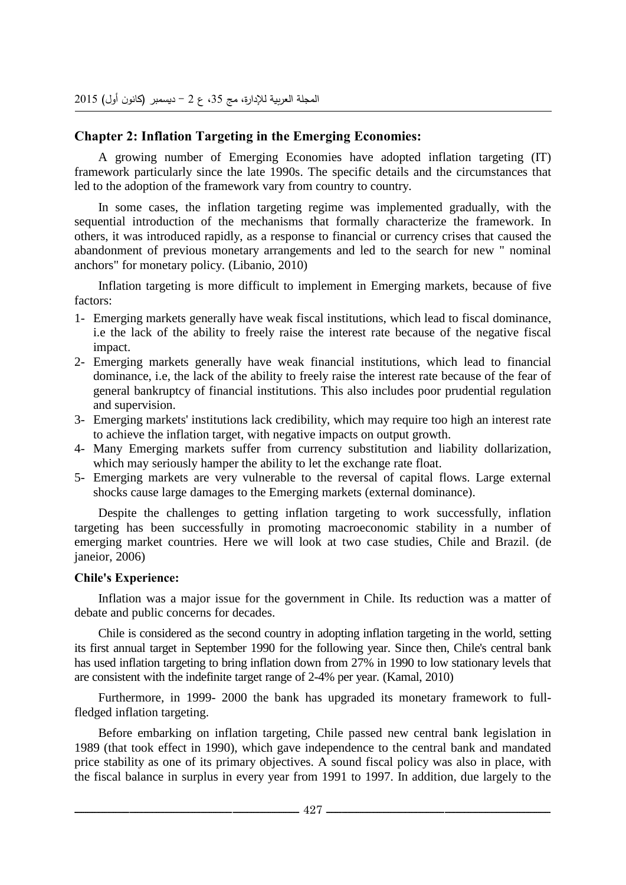## Chapter 2: Inflation Targeting in the Emerging Economies:

A growing number of Emerging Economies have adopted inflation targeting (IT) framework particularly since the late 1990s. The specific details and the circumstances that led to the adoption of the framework vary from country to country.

In some cases, the inflation targeting regime was implemented gradually, with the sequential introduction of the mechanisms that formally characterize the framework. In others, it was introduced rapidly, as a response to financial or currency crises that caused the abandonment of previous monetary arrangements and led to the search for new " nominal anchors" for monetary policy. (Libanio, 2010)

Inflation targeting is more difficult to implement in Emerging markets, because of five factors:

1- Emerging markets generally have weak fiscal institutions, which lead to fiscal dominance, i.e the lack of the ability to freely raise the interest rate because of the negative fiscal impact.
2- Emerging markets generally have weak financial institutions, which lead to financial dominance, i.e, the lack of the ability to freely raise the interest rate because of the fear of general bankruptcy of financial institutions. This also includes poor prudential regulation and supervision.
3- Emerging markets' institutions lack credibility, which may require too high an interest rate to achieve the inflation target, with negative impacts on output growth.
4- Many Emerging markets suffer from currency substitution and liability dollarization, which may seriously hamper the ability to let the exchange rate float.
5- Emerging markets are very vulnerable to the reversal of capital flows. Large external shocks cause large damages to the Emerging markets (external dominance).

Despite the challenges to getting inflation targeting to work successfully, inflation targeting has been successfully in promoting macroeconomic stability in a number of emerging market countries. Here we will look at two case studies, Chile and Brazil. (de janeior, 2006)

### Chile's Experience:

Inflation was a major issue for the government in Chile. Its reduction was a matter of debate and public concerns for decades.

Chile is considered as the second country in adopting inflation targeting in the world, setting its first annual target in September 1990 for the following year. Since then, Chile's central bank has used inflation targeting to bring inflation down from 27% in 1990 to low stationary levels that are consistent with the indefinite target range of 2-4% per year. (Kamal, 2010)

Furthermore, in 1999- 2000 the bank has upgraded its monetary framework to full-fledged inflation targeting.

Before embarking on inflation targeting, Chile passed new central bank legislation in 1989 (that took effect in 1990), which gave independence to the central bank and mandated price stability as one of its primary objectives. A sound fiscal policy was also in place, with the fiscal balance in surplus in every year from 1991 to 1997. In addition, due largely to the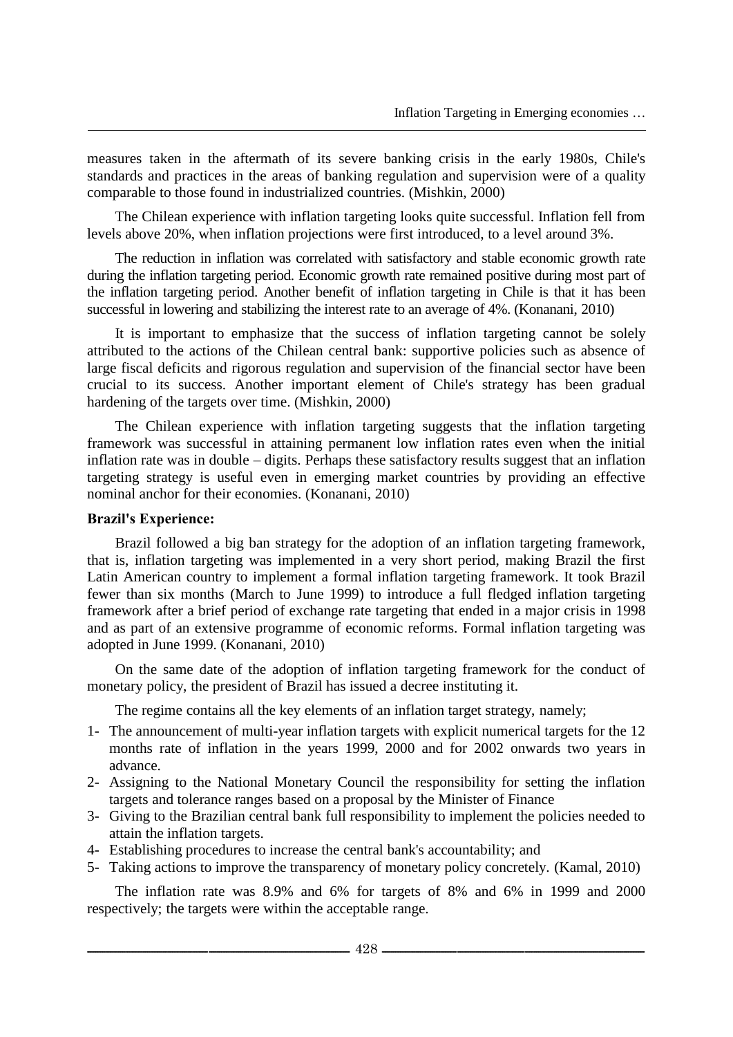measures taken in the aftermath of its severe banking crisis in the early 1980s, Chile's standards and practices in the areas of banking regulation and supervision were of a quality comparable to those found in industrialized countries. (Mishkin, 2000)

The Chilean experience with inflation targeting looks quite successful. Inflation fell from levels above 20%, when inflation projections were first introduced, to a level around 3%.

The reduction in inflation was correlated with satisfactory and stable economic growth rate during the inflation targeting period. Economic growth rate remained positive during most part of the inflation targeting period. Another benefit of inflation targeting in Chile is that it has been successful in lowering and stabilizing the interest rate to an average of 4%. (Konanani, 2010)

It is important to emphasize that the success of inflation targeting cannot be solely attributed to the actions of the Chilean central bank: supportive policies such as absence of large fiscal deficits and rigorous regulation and supervision of the financial sector have been crucial to its success. Another important element of Chile's strategy has been gradual hardening of the targets over time. (Mishkin, 2000)

The Chilean experience with inflation targeting suggests that the inflation targeting framework was successful in attaining permanent low inflation rates even when the initial inflation rate was in double – digits. Perhaps these satisfactory results suggest that an inflation targeting strategy is useful even in emerging market countries by providing an effective nominal anchor for their economies. (Konanani, 2010)

**Brazil's Experience:**

Brazil followed a big ban strategy for the adoption of an inflation targeting framework, that is, inflation targeting was implemented in a very short period, making Brazil the first Latin American country to implement a formal inflation targeting framework. It took Brazil fewer than six months (March to June 1999) to introduce a full fledged inflation targeting framework after a brief period of exchange rate targeting that ended in a major crisis in 1998 and as part of an extensive programme of economic reforms. Formal inflation targeting was adopted in June 1999. (Konanani, 2010)

On the same date of the adoption of inflation targeting framework for the conduct of monetary policy, the president of Brazil has issued a decree instituting it.

The regime contains all the key elements of an inflation target strategy, namely;

1- The announcement of multi-year inflation targets with explicit numerical targets for the 12 months rate of inflation in the years 1999, 2000 and for 2002 onwards two years in advance.
2- Assigning to the National Monetary Council the responsibility for setting the inflation targets and tolerance ranges based on a proposal by the Minister of Finance
3- Giving to the Brazilian central bank full responsibility to implement the policies needed to attain the inflation targets.
4- Establishing procedures to increase the central bank's accountability; and
5- Taking actions to improve the transparency of monetary policy concretely. (Kamal, 2010)

The inflation rate was 8.9% and 6% for targets of 8% and 6% in 1999 and 2000 respectively; the targets were within the acceptable range.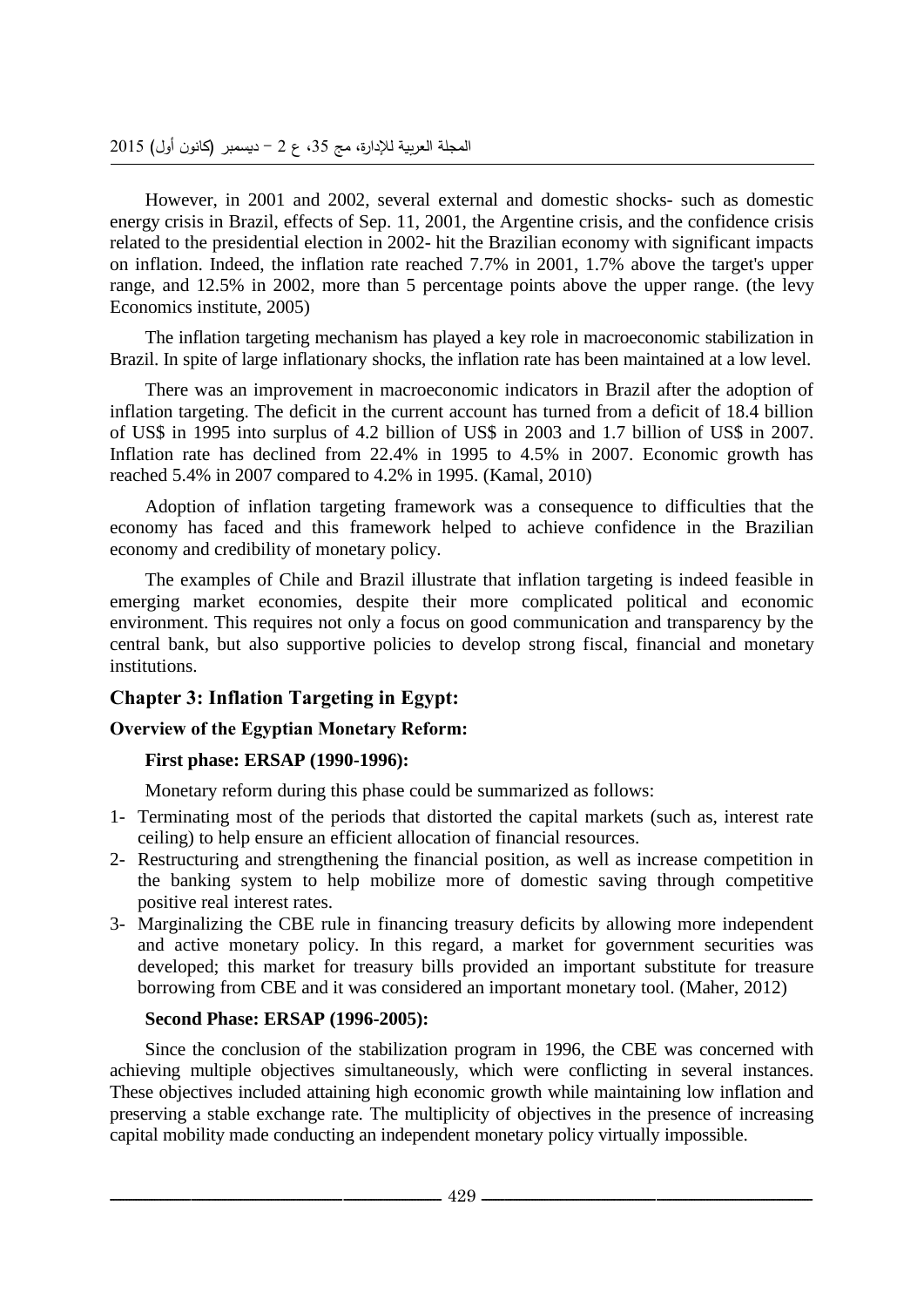However, in 2001 and 2002, several external and domestic shocks- such as domestic energy crisis in Brazil, effects of Sep. 11, 2001, the Argentine crisis, and the confidence crisis related to the presidential election in 2002- hit the Brazilian economy with significant impacts on inflation. Indeed, the inflation rate reached 7.7% in 2001, 1.7% above the target's upper range, and 12.5% in 2002, more than 5 percentage points above the upper range. (the levy Economics institute, 2005)

The inflation targeting mechanism has played a key role in macroeconomic stabilization in Brazil. In spite of large inflationary shocks, the inflation rate has been maintained at a low level.

There was an improvement in macroeconomic indicators in Brazil after the adoption of inflation targeting. The deficit in the current account has turned from a deficit of 18.4 billion of US$ in 1995 into surplus of 4.2 billion of US$ in 2003 and 1.7 billion of US$ in 2007. Inflation rate has declined from 22.4% in 1995 to 4.5% in 2007. Economic growth has reached 5.4% in 2007 compared to 4.2% in 1995. (Kamal, 2010)

Adoption of inflation targeting framework was a consequence to difficulties that the economy has faced and this framework helped to achieve confidence in the Brazilian economy and credibility of monetary policy.

The examples of Chile and Brazil illustrate that inflation targeting is indeed feasible in emerging market economies, despite their more complicated political and economic environment. This requires not only a focus on good communication and transparency by the central bank, but also supportive policies to develop strong fiscal, financial and monetary institutions.

## Chapter 3: Inflation Targeting in Egypt:

### Overview of the Egyptian Monetary Reform:

#### First phase: ERSAP (1990-1996):

Monetary reform during this phase could be summarized as follows:

1- Terminating most of the periods that distorted the capital markets (such as, interest rate ceiling) to help ensure an efficient allocation of financial resources.
2- Restructuring and strengthening the financial position, as well as increase competition in the banking system to help mobilize more of domestic saving through competitive positive real interest rates.
3- Marginalizing the CBE rule in financing treasury deficits by allowing more independent and active monetary policy. In this regard, a market for government securities was developed; this market for treasury bills provided an important substitute for treasure borrowing from CBE and it was considered an important monetary tool. (Maher, 2012)

#### Second Phase: ERSAP (1996-2005):

Since the conclusion of the stabilization program in 1996, the CBE was concerned with achieving multiple objectives simultaneously, which were conflicting in several instances. These objectives included attaining high economic growth while maintaining low inflation and preserving a stable exchange rate. The multiplicity of objectives in the presence of increasing capital mobility made conducting an independent monetary policy virtually impossible.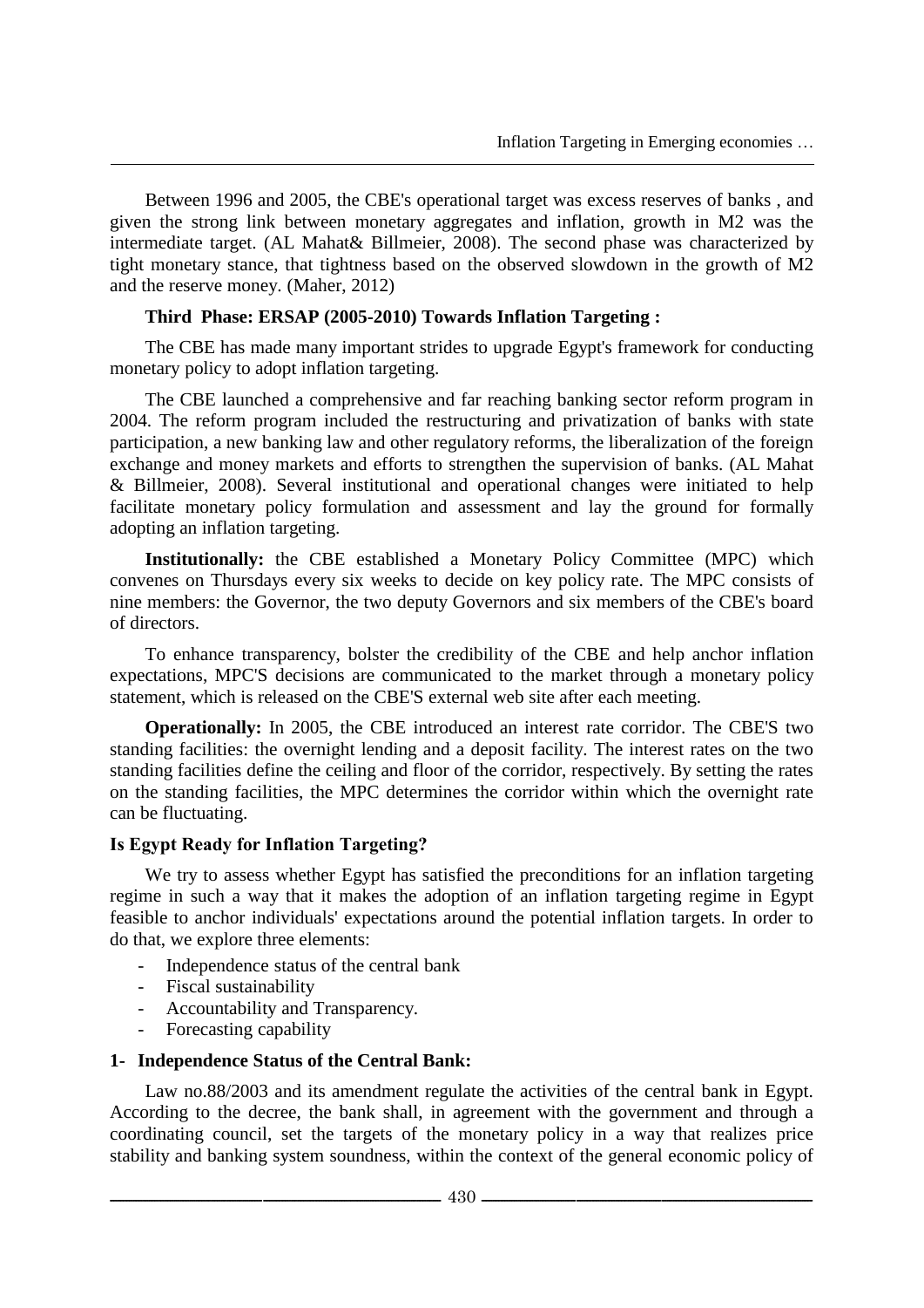Between 1996 and 2005, the CBE's operational target was excess reserves of banks , and given the strong link between monetary aggregates and inflation, growth in M2 was the intermediate target. (AL Mahat& Billmeier, 2008). The second phase was characterized by tight monetary stance, that tightness based on the observed slowdown in the growth of M2 and the reserve money. (Maher, 2012)

**Third Phase: ERSAP (2005-2010) Towards Inflation Targeting :**

The CBE has made many important strides to upgrade Egypt's framework for conducting monetary policy to adopt inflation targeting.

The CBE launched a comprehensive and far reaching banking sector reform program in 2004. The reform program included the restructuring and privatization of banks with state participation, a new banking law and other regulatory reforms, the liberalization of the foreign exchange and money markets and efforts to strengthen the supervision of banks. (AL Mahat & Billmeier, 2008). Several institutional and operational changes were initiated to help facilitate monetary policy formulation and assessment and lay the ground for formally adopting an inflation targeting.

**Institutionally:** the CBE established a Monetary Policy Committee (MPC) which convenes on Thursdays every six weeks to decide on key policy rate. The MPC consists of nine members: the Governor, the two deputy Governors and six members of the CBE's board of directors.

To enhance transparency, bolster the credibility of the CBE and help anchor inflation expectations, MPC'S decisions are communicated to the market through a monetary policy statement, which is released on the CBE'S external web site after each meeting.

**Operationally:** In 2005, the CBE introduced an interest rate corridor. The CBE'S two standing facilities: the overnight lending and a deposit facility. The interest rates on the two standing facilities define the ceiling and floor of the corridor, respectively. By setting the rates on the standing facilities, the MPC determines the corridor within which the overnight rate can be fluctuating.

**Is Egypt Ready for Inflation Targeting?**

We try to assess whether Egypt has satisfied the preconditions for an inflation targeting regime in such a way that it makes the adoption of an inflation targeting regime in Egypt feasible to anchor individuals' expectations around the potential inflation targets. In order to do that, we explore three elements:

- Independence status of the central bank
- Fiscal sustainability
- Accountability and Transparency.
- Forecasting capability

**1- Independence Status of the Central Bank:**

Law no.88/2003 and its amendment regulate the activities of the central bank in Egypt. According to the decree, the bank shall, in agreement with the government and through a coordinating council, set the targets of the monetary policy in a way that realizes price stability and banking system soundness, within the context of the general economic policy of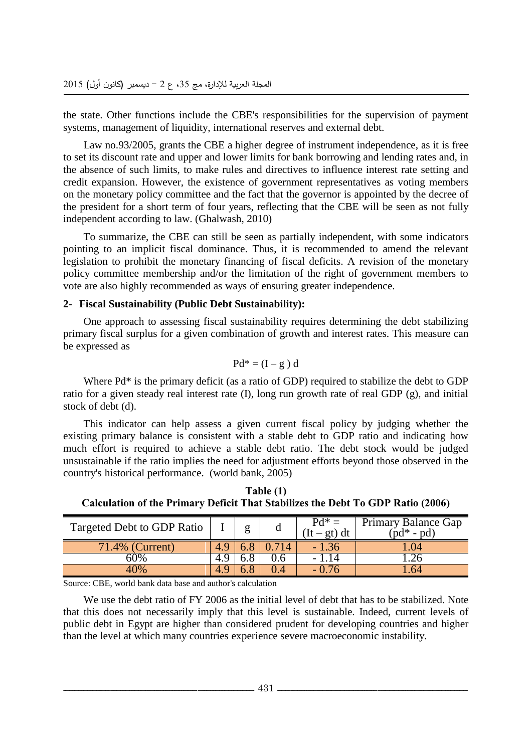the state. Other functions include the CBE's responsibilities for the supervision of payment systems, management of liquidity, international reserves and external debt.

Law no.93/2005, grants the CBE a higher degree of instrument independence, as it is free to set its discount rate and upper and lower limits for bank borrowing and lending rates and, in the absence of such limits, to make rules and directives to influence interest rate setting and credit expansion. However, the existence of government representatives as voting members on the monetary policy committee and the fact that the governor is appointed by the decree of the president for a short term of four years, reflecting that the CBE will be seen as not fully independent according to law. (Ghalwash, 2010)

To summarize, the CBE can still be seen as partially independent, with some indicators pointing to an implicit fiscal dominance. Thus, it is recommended to amend the relevant legislation to prohibit the monetary financing of fiscal deficits. A revision of the monetary policy committee membership and/or the limitation of the right of government members to vote are also highly recommended as ways of ensuring greater independence.

### 2- Fiscal Sustainability (Public Debt Sustainability):

One approach to assessing fiscal sustainability requires determining the debt stabilizing primary fiscal surplus for a given combination of growth and interest rates. This measure can be expressed as

$$Pd^* = (I - g)\, d$$

Where Pd* is the primary deficit (as a ratio of GDP) required to stabilize the debt to GDP ratio for a given steady real interest rate (I), long run growth rate of real GDP (g), and initial stock of debt (d).

This indicator can help assess a given current fiscal policy by judging whether the existing primary balance is consistent with a stable debt to GDP ratio and indicating how much effort is required to achieve a stable debt ratio. The debt stock would be judged unsustainable if the ratio implies the need for adjustment efforts beyond those observed in the country's historical performance. (world bank, 2005)

**Table (1)**
**Calculation of the Primary Deficit That Stabilizes the Debt To GDP Ratio (2006)**

| Targeted Debt to GDP Ratio | I | g | d | $Pd^* = (It - gt)\, dt$ | Primary Balance Gap $(pd^* - pd)$ |
|---|---|---|---|---|---|
| 71.4% (Current) | 4.9 | 6.8 | 0.714 | - 1.36 | 1.04 |
| 60% | 4.9 | 6.8 | 0.6 | - 1.14 | 1.26 |
| 40% | 4.9 | 6.8 | 0.4 | - 0.76 | 1.64 |

Source: CBE, world bank data base and author's calculation

We use the debt ratio of FY 2006 as the initial level of debt that has to be stabilized. Note that this does not necessarily imply that this level is sustainable. Indeed, current levels of public debt in Egypt are higher than considered prudent for developing countries and higher than the level at which many countries experience severe macroeconomic instability.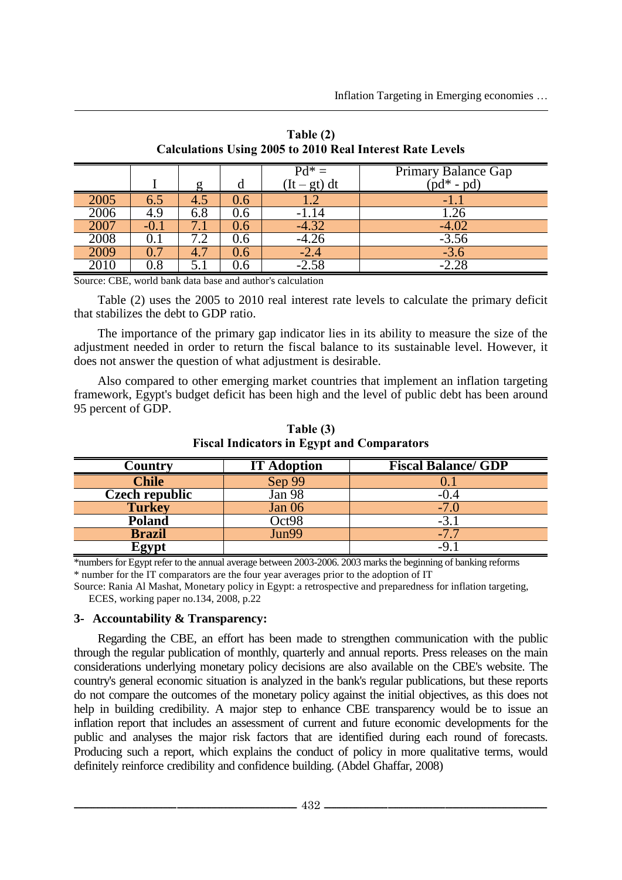**Table (2)**
**Calculations Using 2005 to 2010 Real Interest Rate Levels**

| | I | g | d | $Pd^* = (I_t - g_t)\, d_t$ | Primary Balance Gap ($pd^*$ - pd) |
|---|---|---|---|---|---|
| 2005 | 6.5 | 4.5 | 0.6 | 1.2 | -1.1 |
| 2006 | 4.9 | 6.8 | 0.6 | -1.14 | 1.26 |
| 2007 | -0.1 | 7.1 | 0.6 | -4.32 | -4.02 |
| 2008 | 0.1 | 7.2 | 0.6 | -4.26 | -3.56 |
| 2009 | 0.7 | 4.7 | 0.6 | -2.4 | -3.6 |
| 2010 | 0.8 | 5.1 | 0.6 | -2.58 | -2.28 |

Source: CBE, world bank data base and author's calculation

Table (2) uses the 2005 to 2010 real interest rate levels to calculate the primary deficit that stabilizes the debt to GDP ratio.

The importance of the primary gap indicator lies in its ability to measure the size of the adjustment needed in order to return the fiscal balance to its sustainable level. However, it does not answer the question of what adjustment is desirable.

Also compared to other emerging market countries that implement an inflation targeting framework, Egypt's budget deficit has been high and the level of public debt has been around 95 percent of GDP.

**Table (3)**
**Fiscal Indicators in Egypt and Comparators**

| Country | IT Adoption | Fiscal Balance/ GDP |
|---|---|---|
| **Chile** | Sep 99 | 0.1 |
| **Czech republic** | Jan 98 | -0.4 |
| **Turkey** | Jan 06 | -7.0 |
| **Poland** | Oct98 | -3.1 |
| **Brazil** | Jun99 | -7.7 |
| **Egypt** | | -9.1 |

*numbers for Egypt refer to the annual average between 2003-2006. 2003 marks the beginning of banking reforms

* number for the IT comparators are the four year averages prior to the adoption of IT

Source: Rania Al Mashat, Monetary policy in Egypt: a retrospective and preparedness for inflation targeting, ECES, working paper no.134, 2008, p.22

### 3- Accountability & Transparency:

Regarding the CBE, an effort has been made to strengthen communication with the public through the regular publication of monthly, quarterly and annual reports. Press releases on the main considerations underlying monetary policy decisions are also available on the CBE's website. The country's general economic situation is analyzed in the bank's regular publications, but these reports do not compare the outcomes of the monetary policy against the initial objectives, as this does not help in building credibility. A major step to enhance CBE transparency would be to issue an inflation report that includes an assessment of current and future economic developments for the public and analyses the major risk factors that are identified during each round of forecasts. Producing such a report, which explains the conduct of policy in more qualitative terms, would definitely reinforce credibility and confidence building. (Abdel Ghaffar, 2008)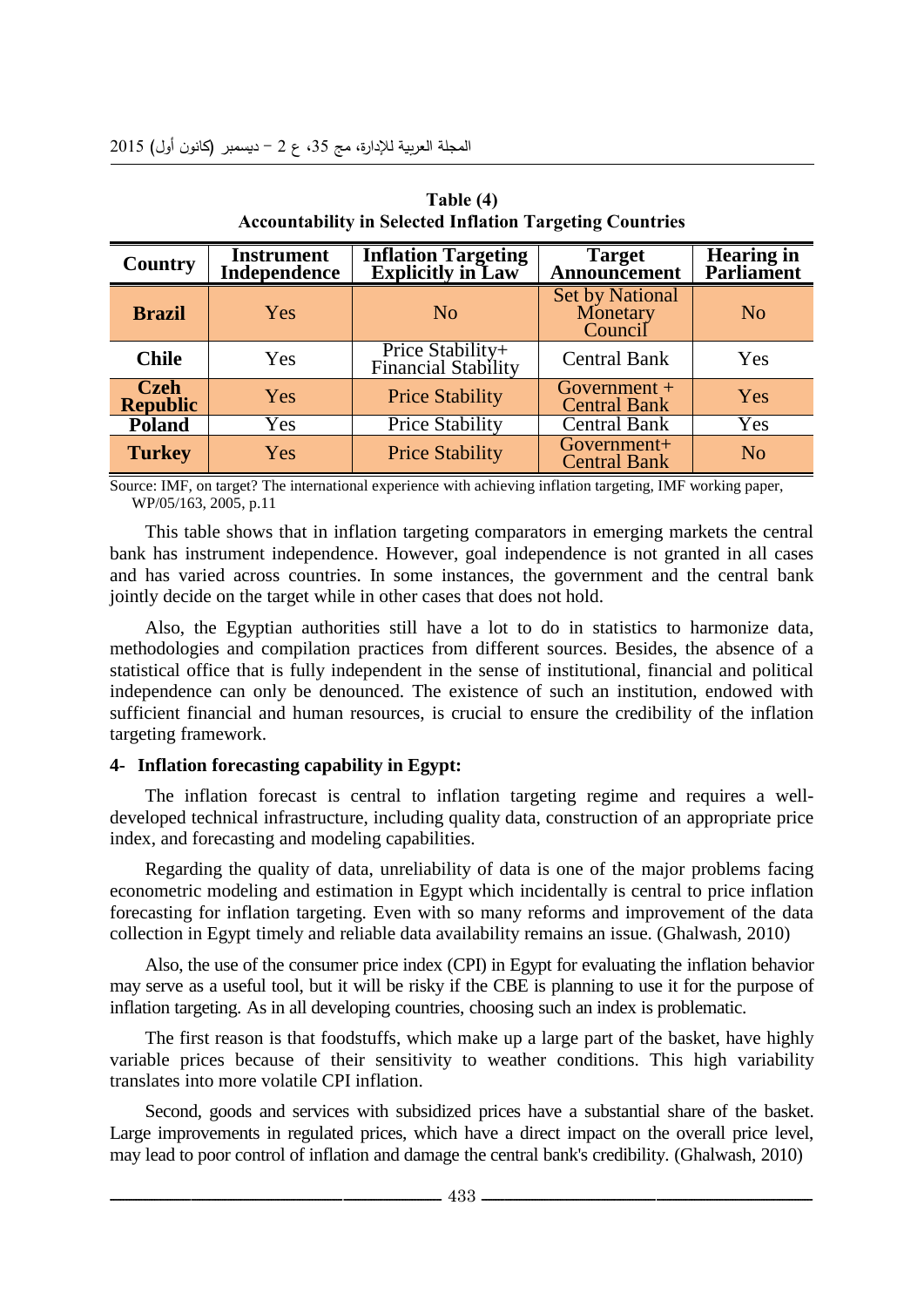**Table (4)**
**Accountability in Selected Inflation Targeting Countries**

| Country | Instrument Independence | Inflation Targeting Explicitly in Law | Target Announcement | Hearing in Parliament |
|---|---|---|---|---|
| **Brazil** | Yes | No | Set by National Monetary Council | No |
| **Chile** | Yes | Price Stability+ Financial Stability | Central Bank | Yes |
| **Czeh Republic** | Yes | Price Stability | Government + Central Bank | Yes |
| **Poland** | Yes | Price Stability | Central Bank | Yes |
| **Turkey** | Yes | Price Stability | Government+ Central Bank | No |

Source: IMF, on target? The international experience with achieving inflation targeting, IMF working paper, WP/05/163, 2005, p.11

This table shows that in inflation targeting comparators in emerging markets the central bank has instrument independence. However, goal independence is not granted in all cases and has varied across countries. In some instances, the government and the central bank jointly decide on the target while in other cases that does not hold.

Also, the Egyptian authorities still have a lot to do in statistics to harmonize data, methodologies and compilation practices from different sources. Besides, the absence of a statistical office that is fully independent in the sense of institutional, financial and political independence can only be denounced. The existence of such an institution, endowed with sufficient financial and human resources, is crucial to ensure the credibility of the inflation targeting framework.

**4- Inflation forecasting capability in Egypt:**

The inflation forecast is central to inflation targeting regime and requires a well-developed technical infrastructure, including quality data, construction of an appropriate price index, and forecasting and modeling capabilities.

Regarding the quality of data, unreliability of data is one of the major problems facing econometric modeling and estimation in Egypt which incidentally is central to price inflation forecasting for inflation targeting. Even with so many reforms and improvement of the data collection in Egypt timely and reliable data availability remains an issue. (Ghalwash, 2010)

Also, the use of the consumer price index (CPI) in Egypt for evaluating the inflation behavior may serve as a useful tool, but it will be risky if the CBE is planning to use it for the purpose of inflation targeting. As in all developing countries, choosing such an index is problematic.

The first reason is that foodstuffs, which make up a large part of the basket, have highly variable prices because of their sensitivity to weather conditions. This high variability translates into more volatile CPI inflation.

Second, goods and services with subsidized prices have a substantial share of the basket. Large improvements in regulated prices, which have a direct impact on the overall price level, may lead to poor control of inflation and damage the central bank's credibility. (Ghalwash, 2010)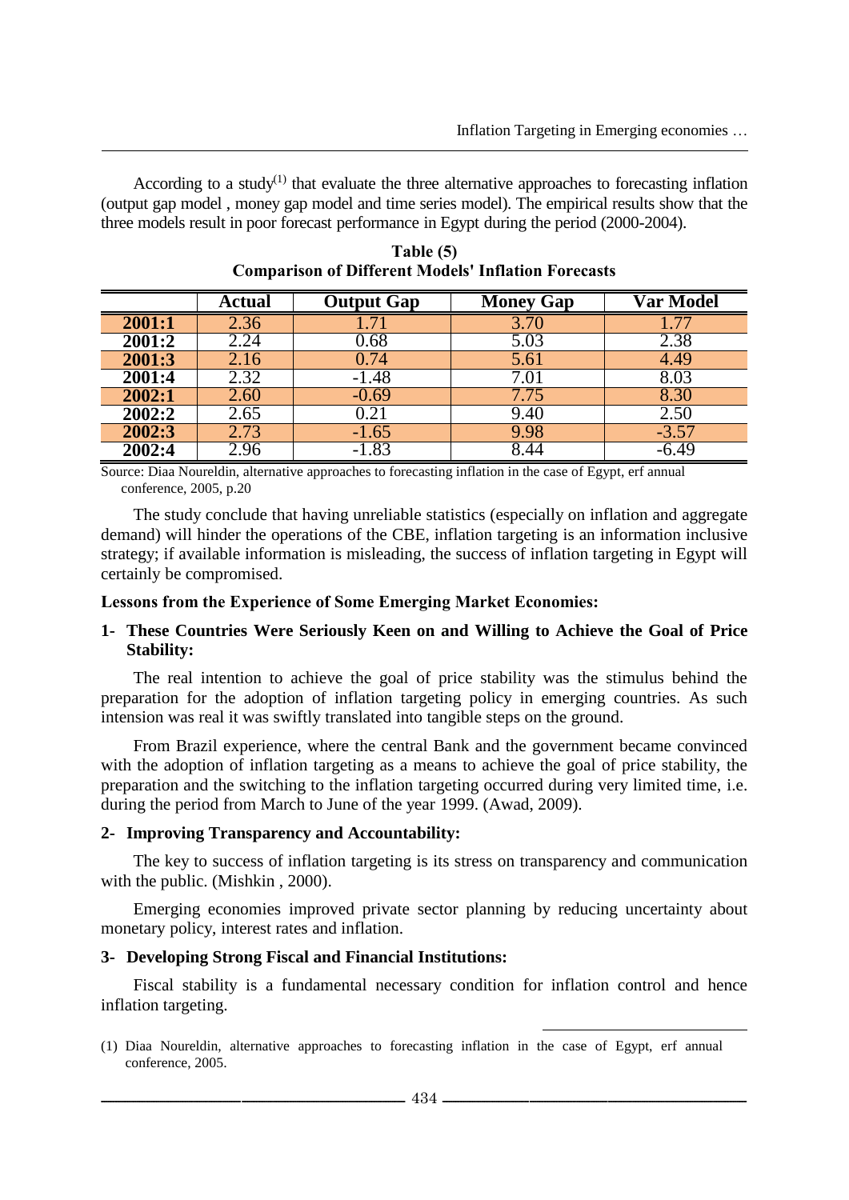According to a study[1] that evaluate the three alternative approaches to forecasting inflation (output gap model , money gap model and time series model). The empirical results show that the three models result in poor forecast performance in Egypt during the period (2000-2004).

**Table (5)**
**Comparison of Different Models' Inflation Forecasts**

| | Actual | Output Gap | Money Gap | Var Model |
|---|---|---|---|---|
| **2001:1** | 2.36 | 1.71 | 3.70 | 1.77 |
| **2001:2** | 2.24 | 0.68 | 5.03 | 2.38 |
| **2001:3** | 2.16 | 0.74 | 5.61 | 4.49 |
| **2001:4** | 2.32 | -1.48 | 7.01 | 8.03 |
| **2002:1** | 2.60 | -0.69 | 7.75 | 8.30 |
| **2002:2** | 2.65 | 0.21 | 9.40 | 2.50 |
| **2002:3** | 2.73 | -1.65 | 9.98 | -3.57 |
| **2002:4** | 2.96 | -1.83 | 8.44 | -6.49 |

Source: Diaa Noureldin, alternative approaches to forecasting inflation in the case of Egypt, erf annual conference, 2005, p.20

The study conclude that having unreliable statistics (especially on inflation and aggregate demand) will hinder the operations of the CBE, inflation targeting is an information inclusive strategy; if available information is misleading, the success of inflation targeting in Egypt will certainly be compromised.

**Lessons from the Experience of Some Emerging Market Economies:**

**1- These Countries Were Seriously Keen on and Willing to Achieve the Goal of Price Stability:**

The real intention to achieve the goal of price stability was the stimulus behind the preparation for the adoption of inflation targeting policy in emerging countries. As such intension was real it was swiftly translated into tangible steps on the ground.

From Brazil experience, where the central Bank and the government became convinced with the adoption of inflation targeting as a means to achieve the goal of price stability, the preparation and the switching to the inflation targeting occurred during very limited time, i.e. during the period from March to June of the year 1999. (Awad, 2009).

**2- Improving Transparency and Accountability:**

The key to success of inflation targeting is its stress on transparency and communication with the public. (Mishkin , 2000).

Emerging economies improved private sector planning by reducing uncertainty about monetary policy, interest rates and inflation.

**3- Developing Strong Fiscal and Financial Institutions:**

Fiscal stability is a fundamental necessary condition for inflation control and hence inflation targeting.

---

(1) Diaa Noureldin, alternative approaches to forecasting inflation in the case of Egypt, erf annual conference, 2005.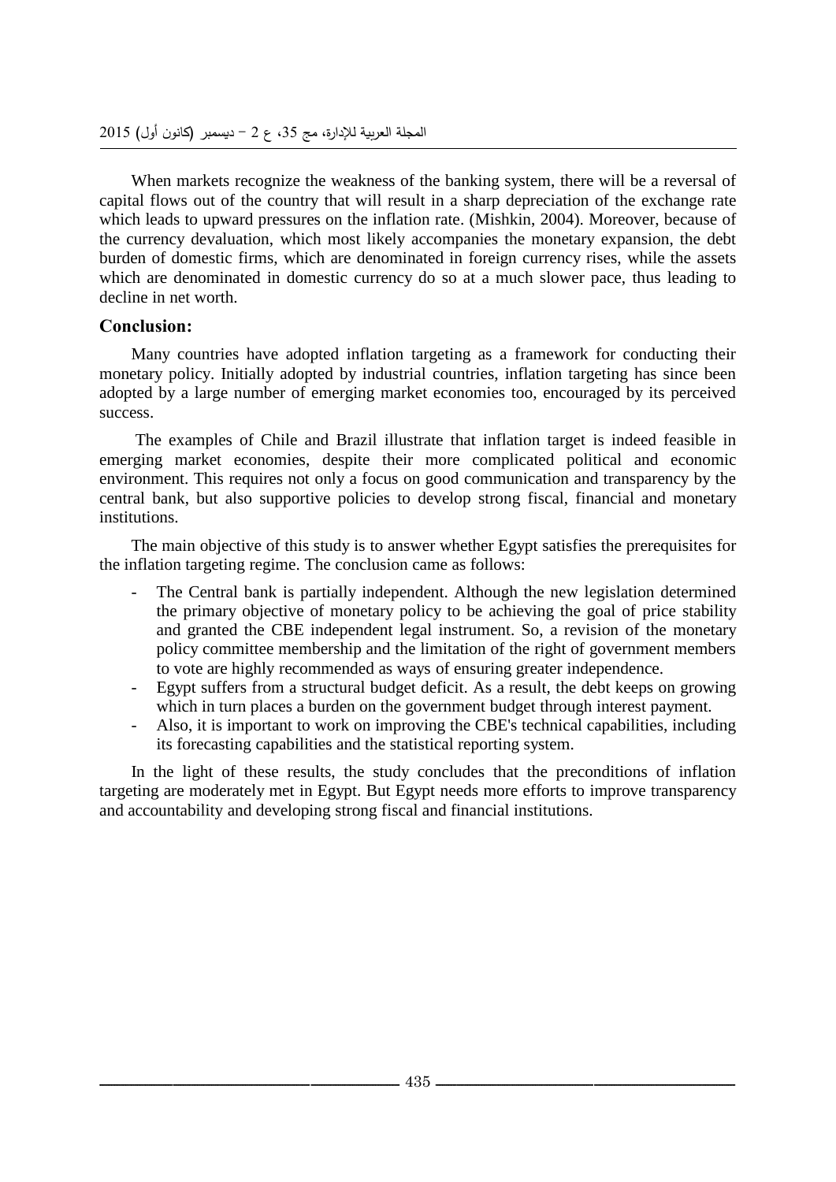When markets recognize the weakness of the banking system, there will be a reversal of capital flows out of the country that will result in a sharp depreciation of the exchange rate which leads to upward pressures on the inflation rate. (Mishkin, 2004). Moreover, because of the currency devaluation, which most likely accompanies the monetary expansion, the debt burden of domestic firms, which are denominated in foreign currency rises, while the assets which are denominated in domestic currency do so at a much slower pace, thus leading to decline in net worth.

## Conclusion:

Many countries have adopted inflation targeting as a framework for conducting their monetary policy. Initially adopted by industrial countries, inflation targeting has since been adopted by a large number of emerging market economies too, encouraged by its perceived success.

The examples of Chile and Brazil illustrate that inflation target is indeed feasible in emerging market economies, despite their more complicated political and economic environment. This requires not only a focus on good communication and transparency by the central bank, but also supportive policies to develop strong fiscal, financial and monetary institutions.

The main objective of this study is to answer whether Egypt satisfies the prerequisites for the inflation targeting regime. The conclusion came as follows:

- The Central bank is partially independent. Although the new legislation determined the primary objective of monetary policy to be achieving the goal of price stability and granted the CBE independent legal instrument. So, a revision of the monetary policy committee membership and the limitation of the right of government members to vote are highly recommended as ways of ensuring greater independence.
- Egypt suffers from a structural budget deficit. As a result, the debt keeps on growing which in turn places a burden on the government budget through interest payment.
- Also, it is important to work on improving the CBE's technical capabilities, including its forecasting capabilities and the statistical reporting system.

In the light of these results, the study concludes that the preconditions of inflation targeting are moderately met in Egypt. But Egypt needs more efforts to improve transparency and accountability and developing strong fiscal and financial institutions.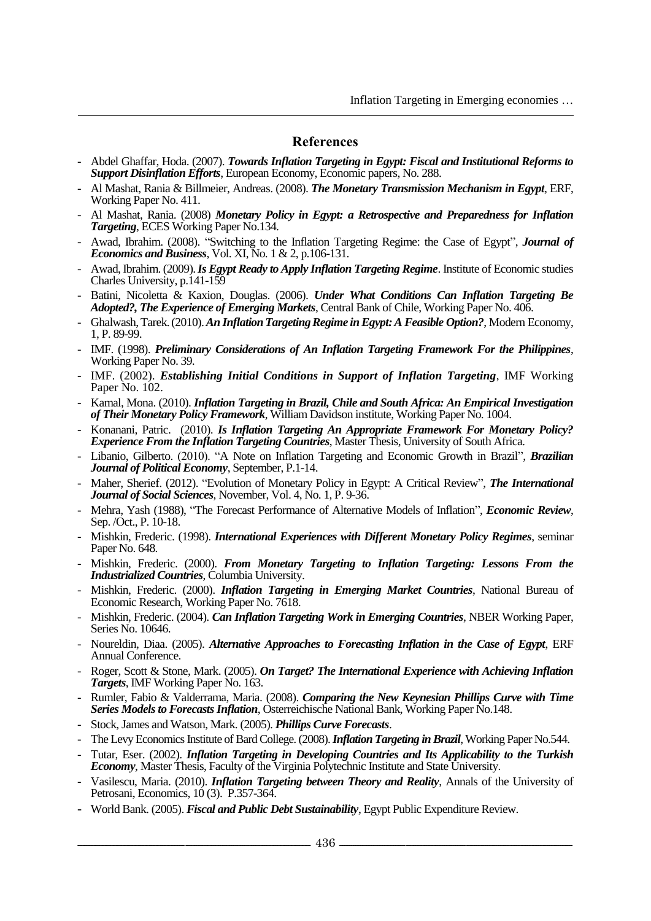## References

- Abdel Ghaffar, Hoda. (2007). ***Towards Inflation Targeting in Egypt: Fiscal and Institutional Reforms to Support Disinflation Efforts***, European Economy, Economic papers, No. 288.
- Al Mashat, Rania & Billmeier, Andreas. (2008). ***The Monetary Transmission Mechanism in Egypt***, ERF, Working Paper No. 411.
- Al Mashat, Rania. (2008) ***Monetary Policy in Egypt: a Retrospective and Preparedness for Inflation Targeting***, ECES Working Paper No.134.
- Awad, Ibrahim. (2008). "Switching to the Inflation Targeting Regime: the Case of Egypt", ***Journal of Economics and Business***, Vol. XI, No. 1 & 2, p.106-131.
- Awad, Ibrahim. (2009). ***Is Egypt Ready to Apply Inflation Targeting Regime***. Institute of Economic studies Charles University, p.141-159
- Batini, Nicoletta & Kaxion, Douglas. (2006). ***Under What Conditions Can Inflation Targeting Be Adopted?, The Experience of Emerging Markets***, Central Bank of Chile, Working Paper No. 406.
- Ghalwash, Tarek. (2010). ***An Inflation Targeting Regime in Egypt: A Feasible Option?***, Modern Economy, 1, P. 89-99.
- IMF. (1998). ***Preliminary Considerations of An Inflation Targeting Framework For the Philippines***, Working Paper No. 39.
- IMF. (2002). ***Establishing Initial Conditions in Support of Inflation Targeting***, IMF Working Paper No. 102.
- Kamal, Mona. (2010). ***Inflation Targeting in Brazil, Chile and South Africa: An Empirical Investigation of Their Monetary Policy Framework***, William Davidson institute, Working Paper No. 1004.
- Konanani, Patric. (2010). ***Is Inflation Targeting An Appropriate Framework For Monetary Policy? Experience From the Inflation Targeting Countries***, Master Thesis, University of South Africa.
- Libanio, Gilberto. (2010). "A Note on Inflation Targeting and Economic Growth in Brazil", ***Brazilian Journal of Political Economy***, September, P.1-14.
- Maher, Sherief. (2012). "Evolution of Monetary Policy in Egypt: A Critical Review", ***The International Journal of Social Sciences***, November, Vol. 4, No. 1, P. 9-36.
- Mehra, Yash (1988), "The Forecast Performance of Alternative Models of Inflation", ***Economic Review***, Sep. /Oct., P. 10-18.
- Mishkin, Frederic. (1998). ***International Experiences with Different Monetary Policy Regimes***, seminar Paper No. 648.
- Mishkin, Frederic. (2000). ***From Monetary Targeting to Inflation Targeting: Lessons From the Industrialized Countries***, Columbia University.
- Mishkin, Frederic. (2000). ***Inflation Targeting in Emerging Market Countries***, National Bureau of Economic Research, Working Paper No. 7618.
- Mishkin, Frederic. (2004). ***Can Inflation Targeting Work in Emerging Countries***, NBER Working Paper, Series No. 10646.
- Noureldin, Diaa. (2005). ***Alternative Approaches to Forecasting Inflation in the Case of Egypt***, ERF Annual Conference.
- Roger, Scott & Stone, Mark. (2005). ***On Target? The International Experience with Achieving Inflation Targets***, IMF Working Paper No. 163.
- Rumler, Fabio & Valderrama, Maria. (2008). ***Comparing the New Keynesian Phillips Curve with Time Series Models to Forecasts Inflation***, Osterreichische National Bank, Working Paper No.148.
- Stock, James and Watson, Mark. (2005). ***Phillips Curve Forecasts***.
- The Levy Economics Institute of Bard College. (2008). ***Inflation Targeting in Brazil***, Working Paper No.544.
- Tutar, Eser. (2002). ***Inflation Targeting in Developing Countries and Its Applicability to the Turkish Economy***, Master Thesis, Faculty of the Virginia Polytechnic Institute and State University.
- Vasilescu, Maria. (2010). ***Inflation Targeting between Theory and Reality***, Annals of the University of Petrosani, Economics, 10 (3). P.357-364.
- World Bank. (2005). ***Fiscal and Public Debt Sustainability***, Egypt Public Expenditure Review.